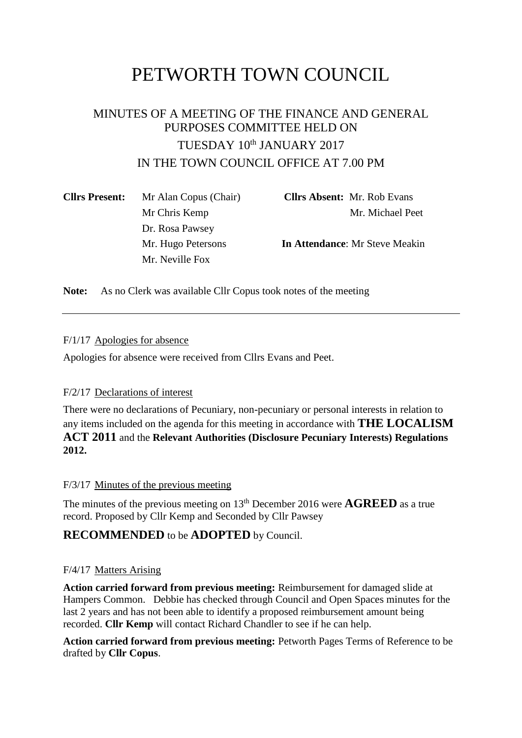# PETWORTH TOWN COUNCIL

## MINUTES OF A MEETING OF THE FINANCE AND GENERAL PURPOSES COMMITTEE HELD ON TUESDAY 10th JANUARY 2017 IN THE TOWN COUNCIL OFFICE AT 7.00 PM

| **Cllrs Present:** | | **Cllrs Absent:** | |
|---|---|---|---|
| | Mr Alan Copus (Chair) | | Mr. Rob Evans |
| | Mr Chris Kemp | | Mr. Michael Peet |
| | Dr. Rosa Pawsey | | |
| | Mr. Hugo Petersons | **In Attendance**: | Mr Steve Meakin |
| | Mr. Neville Fox | | |

**Note:** As no Clerk was available Cllr Copus took notes of the meeting

---

F/1/17 Apologies for absence

Apologies for absence were received from Cllrs Evans and Peet.

F/2/17 Declarations of interest

There were no declarations of Pecuniary, non-pecuniary or personal interests in relation to any items included on the agenda for this meeting in accordance with **THE LOCALISM ACT 2011** and the **Relevant Authorities (Disclosure Pecuniary Interests) Regulations 2012.**

F/3/17 Minutes of the previous meeting

The minutes of the previous meeting on 13th December 2016 were **AGREED** as a true record. Proposed by Cllr Kemp and Seconded by Cllr Pawsey

**RECOMMENDED** to be **ADOPTED** by Council.

F/4/17 Matters Arising

**Action carried forward from previous meeting:** Reimbursement for damaged slide at Hampers Common. Debbie has checked through Council and Open Spaces minutes for the last 2 years and has not been able to identify a proposed reimbursement amount being recorded. **Cllr Kemp** will contact Richard Chandler to see if he can help.

**Action carried forward from previous meeting:** Petworth Pages Terms of Reference to be drafted by **Cllr Copus**.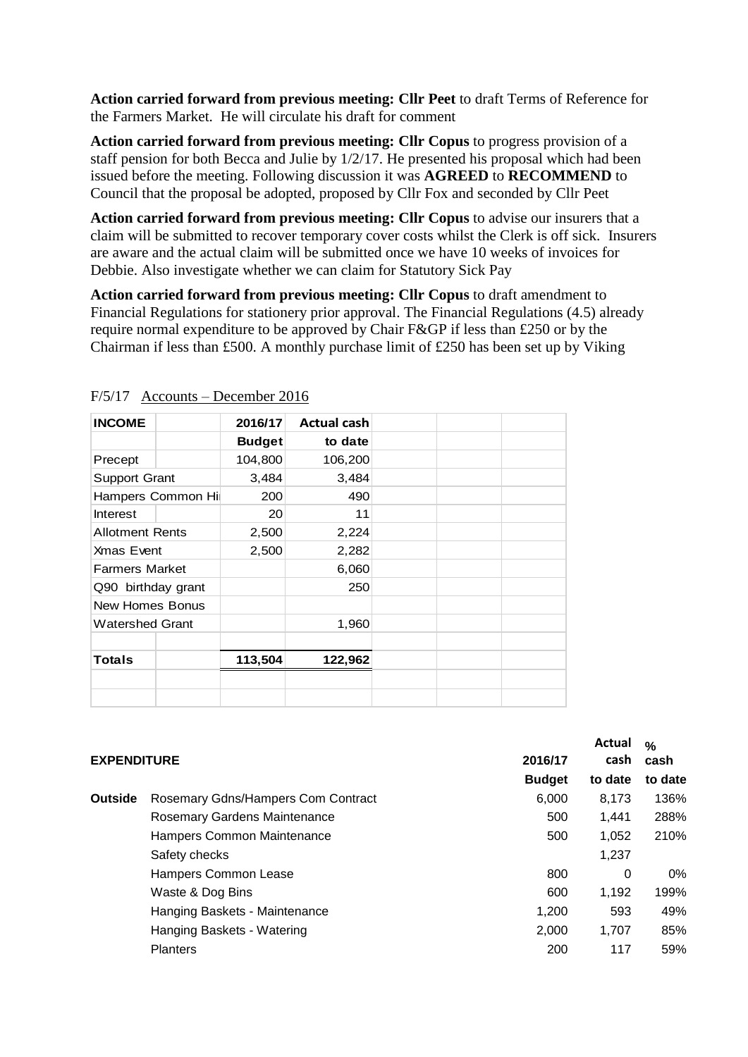**Action carried forward from previous meeting: Cllr Peet** to draft Terms of Reference for the Farmers Market. He will circulate his draft for comment

**Action carried forward from previous meeting: Cllr Copus** to progress provision of a staff pension for both Becca and Julie by 1/2/17. He presented his proposal which had been issued before the meeting. Following discussion it was **AGREED** to **RECOMMEND** to Council that the proposal be adopted, proposed by Cllr Fox and seconded by Cllr Peet

**Action carried forward from previous meeting: Cllr Copus** to advise our insurers that a claim will be submitted to recover temporary cover costs whilst the Clerk is off sick. Insurers are aware and the actual claim will be submitted once we have 10 weeks of invoices for Debbie. Also investigate whether we can claim for Statutory Sick Pay

**Action carried forward from previous meeting: Cllr Copus** to draft amendment to Financial Regulations for stationery prior approval. The Financial Regulations (4.5) already require normal expenditure to be approved by Chair F&GP if less than £250 or by the Chairman if less than £500. A monthly purchase limit of £250 has been set up by Viking

F/5/17 Accounts – December 2016

| **INCOME** | **2016/17 Budget** | **Actual cash to date** |
|---|---|---|
| Precept | 104,800 | 106,200 |
| Support Grant | 3,484 | 3,484 |
| Hampers Common Hi | 200 | 490 |
| Interest | 20 | 11 |
| Allotment Rents | 2,500 | 2,224 |
| Xmas Event | 2,500 | 2,282 |
| Farmers Market | | 6,060 |
| Q90 birthday grant | | 250 |
| New Homes Bonus | | |
| Watershed Grant | | 1,960 |
| **Totals** | **113,504** | **122,962** |

| **EXPENDITURE** | | **2016/17 Budget** | **Actual cash to date** | **% cash to date** |
|---|---|---|---|---|
| **Outside** | Rosemary Gdns/Hampers Com Contract | 6,000 | 8,173 | 136% |
| | Rosemary Gardens Maintenance | 500 | 1,441 | 288% |
| | Hampers Common Maintenance | 500 | 1,052 | 210% |
| | Safety checks | | 1,237 | |
| | Hampers Common Lease | 800 | 0 | 0% |
| | Waste & Dog Bins | 600 | 1,192 | 199% |
| | Hanging Baskets - Maintenance | 1,200 | 593 | 49% |
| | Hanging Baskets - Watering | 2,000 | 1,707 | 85% |
| | Planters | 200 | 117 | 59% |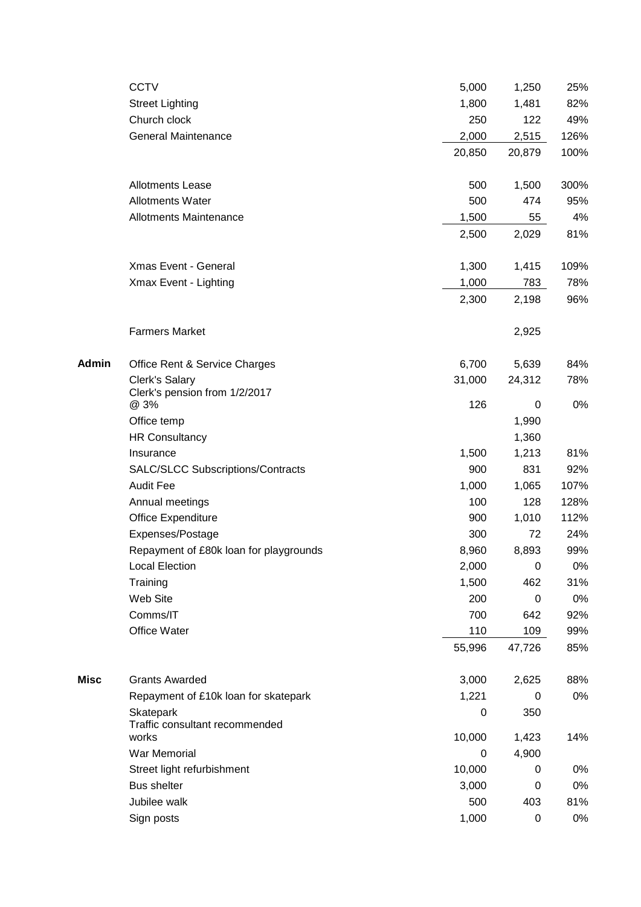| | | | | |
|---|---|---|---|---|
| | CCTV | 5,000 | 1,250 | 25% |
| | Street Lighting | 1,800 | 1,481 | 82% |
| | Church clock | 250 | 122 | 49% |
| | General Maintenance | 2,000 | 2,515 | 126% |
| | | 20,850 | 20,879 | 100% |
| | | | | |
| | Allotments Lease | 500 | 1,500 | 300% |
| | Allotments Water | 500 | 474 | 95% |
| | Allotments Maintenance | 1,500 | 55 | 4% |
| | | 2,500 | 2,029 | 81% |
| | | | | |
| | Xmas Event - General | 1,300 | 1,415 | 109% |
| | Xmax Event - Lighting | 1,000 | 783 | 78% |
| | | 2,300 | 2,198 | 96% |
| | | | | |
| | Farmers Market | | 2,925 | |
| | | | | |
| **Admin** | Office Rent & Service Charges | 6,700 | 5,639 | 84% |
| | Clerk's Salary | 31,000 | 24,312 | 78% |
| | Clerk's pension from 1/2/2017 @ 3% | 126 | 0 | 0% |
| | Office temp | | 1,990 | |
| | HR Consultancy | | 1,360 | |
| | Insurance | 1,500 | 1,213 | 81% |
| | SALC/SLCC Subscriptions/Contracts | 900 | 831 | 92% |
| | Audit Fee | 1,000 | 1,065 | 107% |
| | Annual meetings | 100 | 128 | 128% |
| | Office Expenditure | 900 | 1,010 | 112% |
| | Expenses/Postage | 300 | 72 | 24% |
| | Repayment of £80k loan for playgrounds | 8,960 | 8,893 | 99% |
| | Local Election | 2,000 | 0 | 0% |
| | Training | 1,500 | 462 | 31% |
| | Web Site | 200 | 0 | 0% |
| | Comms/IT | 700 | 642 | 92% |
| | Office Water | 110 | 109 | 99% |
| | | 55,996 | 47,726 | 85% |
| | | | | |
| **Misc** | Grants Awarded | 3,000 | 2,625 | 88% |
| | Repayment of £10k loan for skatepark | 1,221 | 0 | 0% |
| | Skatepark | 0 | 350 | |
| | Traffic consultant recommended works | 10,000 | 1,423 | 14% |
| | War Memorial | 0 | 4,900 | |
| | Street light refurbishment | 10,000 | 0 | 0% |
| | Bus shelter | 3,000 | 0 | 0% |
| | Jubilee walk | 500 | 403 | 81% |
| | Sign posts | 1,000 | 0 | 0% |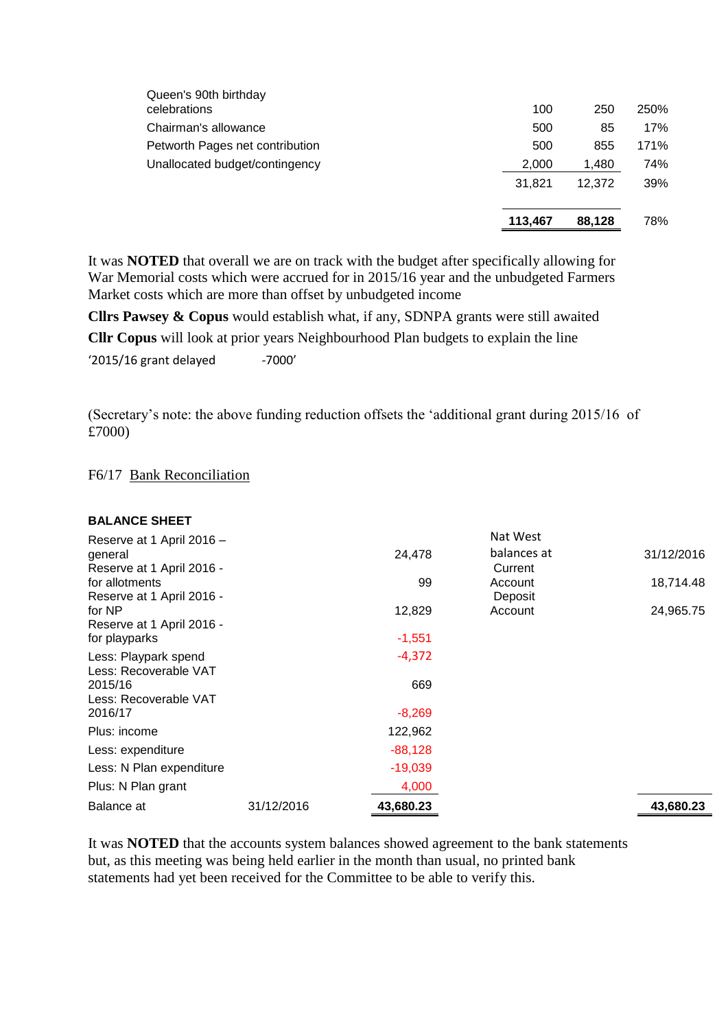| | | | |
|---|---|---|---|
| Queen's 90th birthday celebrations | 100 | 250 | 250% |
| Chairman's allowance | 500 | 85 | 17% |
| Petworth Pages net contribution | 500 | 855 | 171% |
| Unallocated budget/contingency | 2,000 | 1,480 | 74% |
| | 31,821 | 12,372 | 39% |
| | **113,467** | **88,128** | 78% |

It was **NOTED** that overall we are on track with the budget after specifically allowing for War Memorial costs which were accrued for in 2015/16 year and the unbudgeted Farmers Market costs which are more than offset by unbudgeted income

**Cllrs Pawsey & Copus** would establish what, if any, SDNPA grants were still awaited

**Cllr Copus** will look at prior years Neighbourhood Plan budgets to explain the line

'2015/16 grant delayed -7000'

(Secretary's note: the above funding reduction offsets the 'additional grant during 2015/16 of £7000)

F6/17 Bank Reconciliation

**BALANCE SHEET**

| | | | | |
|---|---|---|---|---|
| Reserve at 1 April 2016 – general | | 24,478 | Nat West balances at | 31/12/2016 |
| Reserve at 1 April 2016 - for allotments | | 99 | Current Account | 18,714.48 |
| Reserve at 1 April 2016 - for NP | | 12,829 | Deposit Account | 24,965.75 |
| Reserve at 1 April 2016 - for playparks | | -1,551 | | |
| Less: Playpark spend | | -4,372 | | |
| Less: Recoverable VAT 2015/16 | | 669 | | |
| Less: Recoverable VAT 2016/17 | | -8,269 | | |
| Plus: income | | 122,962 | | |
| Less: expenditure | | -88,128 | | |
| Less: N Plan expenditure | | -19,039 | | |
| Plus: N Plan grant | | 4,000 | | |
| Balance at | 31/12/2016 | **43,680.23** | | **43,680.23** |

It was **NOTED** that the accounts system balances showed agreement to the bank statements but, as this meeting was being held earlier in the month than usual, no printed bank statements had yet been received for the Committee to be able to verify this.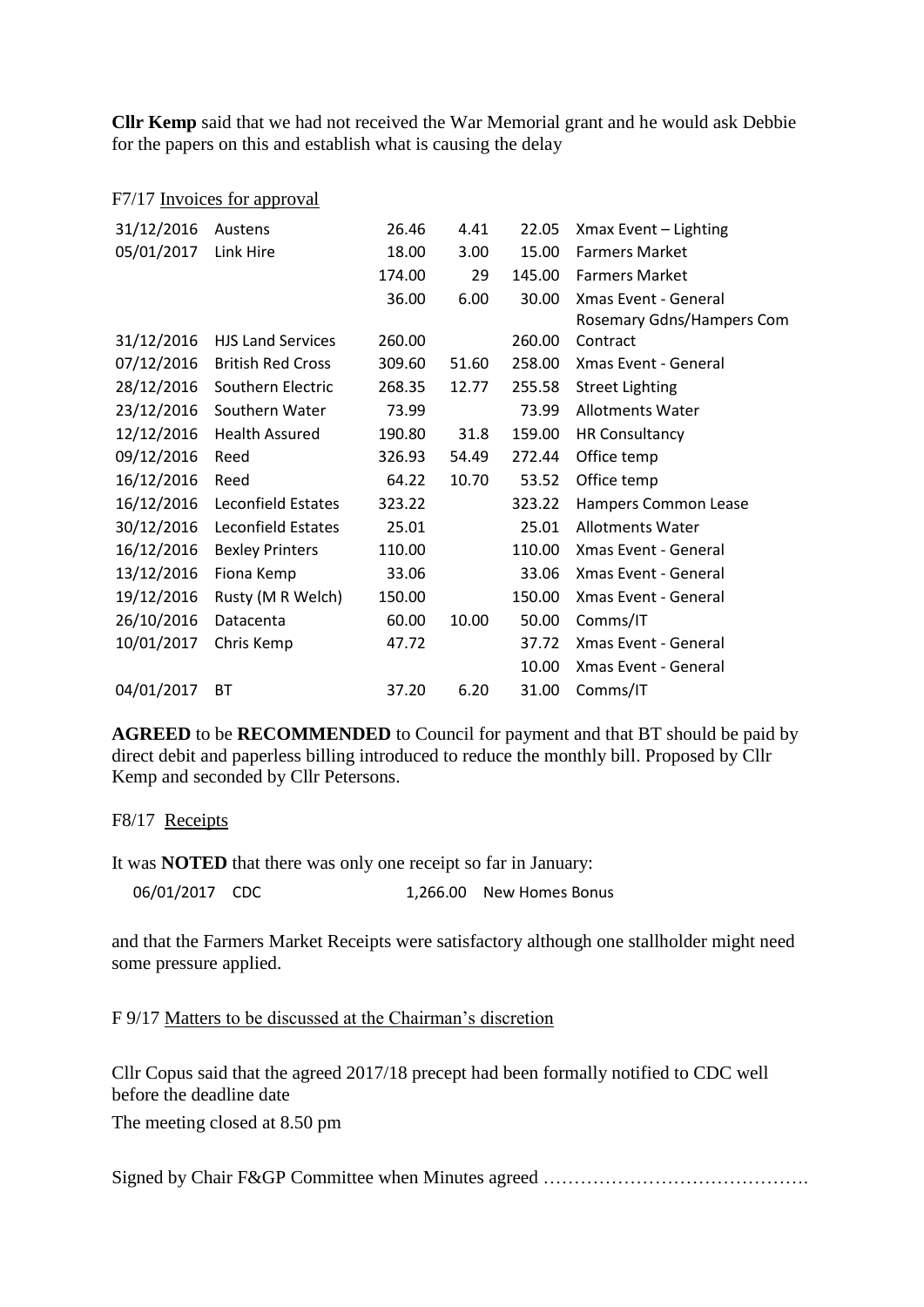**Cllr Kemp** said that we had not received the War Memorial grant and he would ask Debbie for the papers on this and establish what is causing the delay

F7/17 Invoices for approval

| | | | | | |
|---|---|---|---|---|---|
| 31/12/2016 | Austens | 26.46 | 4.41 | 22.05 | Xmax Event – Lighting |
| 05/01/2017 | Link Hire | 18.00 | 3.00 | 15.00 | Farmers Market |
| | | 174.00 | 29 | 145.00 | Farmers Market |
| | | 36.00 | 6.00 | 30.00 | Xmas Event - General |
| 31/12/2016 | HJS Land Services | 260.00 | | 260.00 | Rosemary Gdns/Hampers Com Contract |
| 07/12/2016 | British Red Cross | 309.60 | 51.60 | 258.00 | Xmas Event - General |
| 28/12/2016 | Southern Electric | 268.35 | 12.77 | 255.58 | Street Lighting |
| 23/12/2016 | Southern Water | 73.99 | | 73.99 | Allotments Water |
| 12/12/2016 | Health Assured | 190.80 | 31.8 | 159.00 | HR Consultancy |
| 09/12/2016 | Reed | 326.93 | 54.49 | 272.44 | Office temp |
| 16/12/2016 | Reed | 64.22 | 10.70 | 53.52 | Office temp |
| 16/12/2016 | Leconfield Estates | 323.22 | | 323.22 | Hampers Common Lease |
| 30/12/2016 | Leconfield Estates | 25.01 | | 25.01 | Allotments Water |
| 16/12/2016 | Bexley Printers | 110.00 | | 110.00 | Xmas Event - General |
| 13/12/2016 | Fiona Kemp | 33.06 | | 33.06 | Xmas Event - General |
| 19/12/2016 | Rusty (M R Welch) | 150.00 | | 150.00 | Xmas Event - General |
| 26/10/2016 | Datacenta | 60.00 | 10.00 | 50.00 | Comms/IT |
| 10/01/2017 | Chris Kemp | 47.72 | | 37.72 | Xmas Event - General |
| | | | | 10.00 | Xmas Event - General |
| 04/01/2017 | BT | 37.20 | 6.20 | 31.00 | Comms/IT |

**AGREED** to be **RECOMMENDED** to Council for payment and that BT should be paid by direct debit and paperless billing introduced to reduce the monthly bill. Proposed by Cllr Kemp and seconded by Cllr Petersons.

F8/17 Receipts

It was **NOTED** that there was only one receipt so far in January:

| | | | |
|---|---|---|---|
| 06/01/2017 | CDC | 1,266.00 | New Homes Bonus |

and that the Farmers Market Receipts were satisfactory although one stallholder might need some pressure applied.

F 9/17 Matters to be discussed at the Chairman's discretion

Cllr Copus said that the agreed 2017/18 precept had been formally notified to CDC well before the deadline date

The meeting closed at 8.50 pm

Signed by Chair F&GP Committee when Minutes agreed …………………………………….